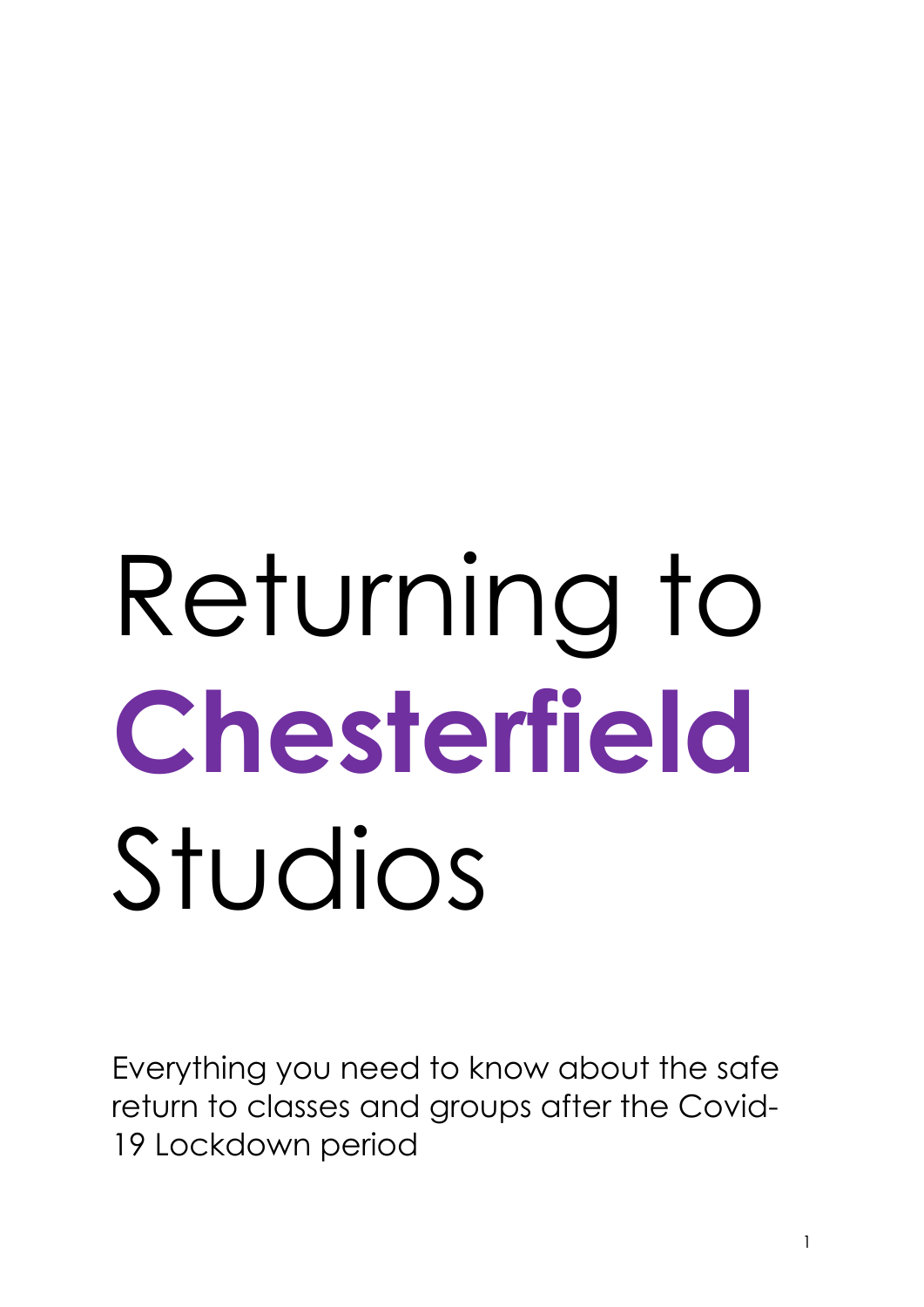# Returning to **Chesterfield** Studios

Everything you need to know about the safe return to classes and groups after the Covid-19 Lockdown period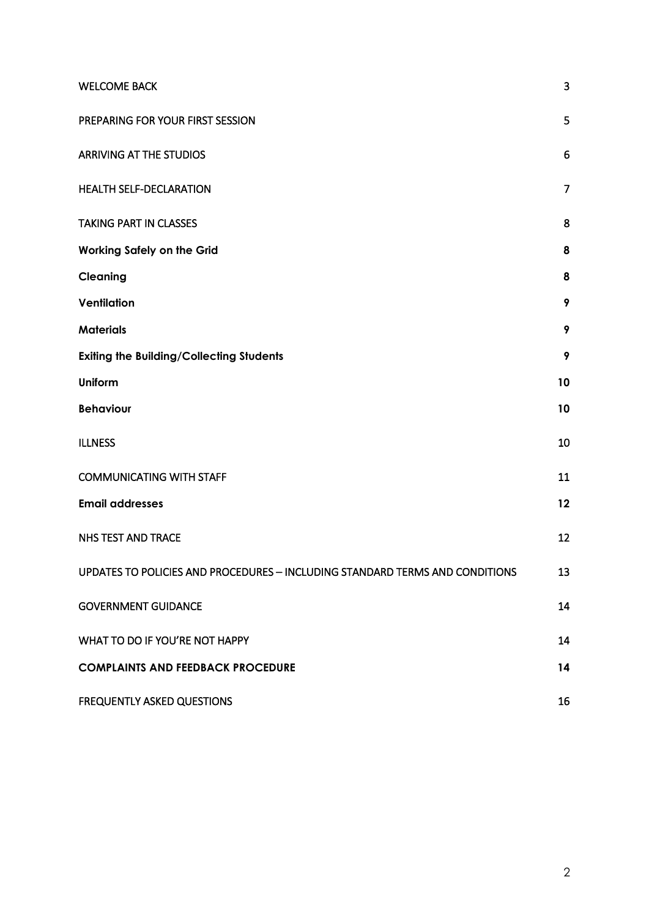| | |
|---|---|
| WELCOME BACK | 3 |
| PREPARING FOR YOUR FIRST SESSION | 5 |
| ARRIVING AT THE STUDIOS | 6 |
| HEALTH SELF-DECLARATION | 7 |
| TAKING PART IN CLASSES | 8 |
| **Working Safely on the Grid** | **8** |
| **Cleaning** | **8** |
| **Ventilation** | **9** |
| **Materials** | **9** |
| **Exiting the Building/Collecting Students** | **9** |
| **Uniform** | **10** |
| **Behaviour** | **10** |
| ILLNESS | 10 |
| COMMUNICATING WITH STAFF | 11 |
| **Email addresses** | **12** |
| NHS TEST AND TRACE | 12 |
| UPDATES TO POLICIES AND PROCEDURES – INCLUDING STANDARD TERMS AND CONDITIONS | 13 |
| GOVERNMENT GUIDANCE | 14 |
| WHAT TO DO IF YOU'RE NOT HAPPY | 14 |
| **COMPLAINTS AND FEEDBACK PROCEDURE** | **14** |
| FREQUENTLY ASKED QUESTIONS | 16 |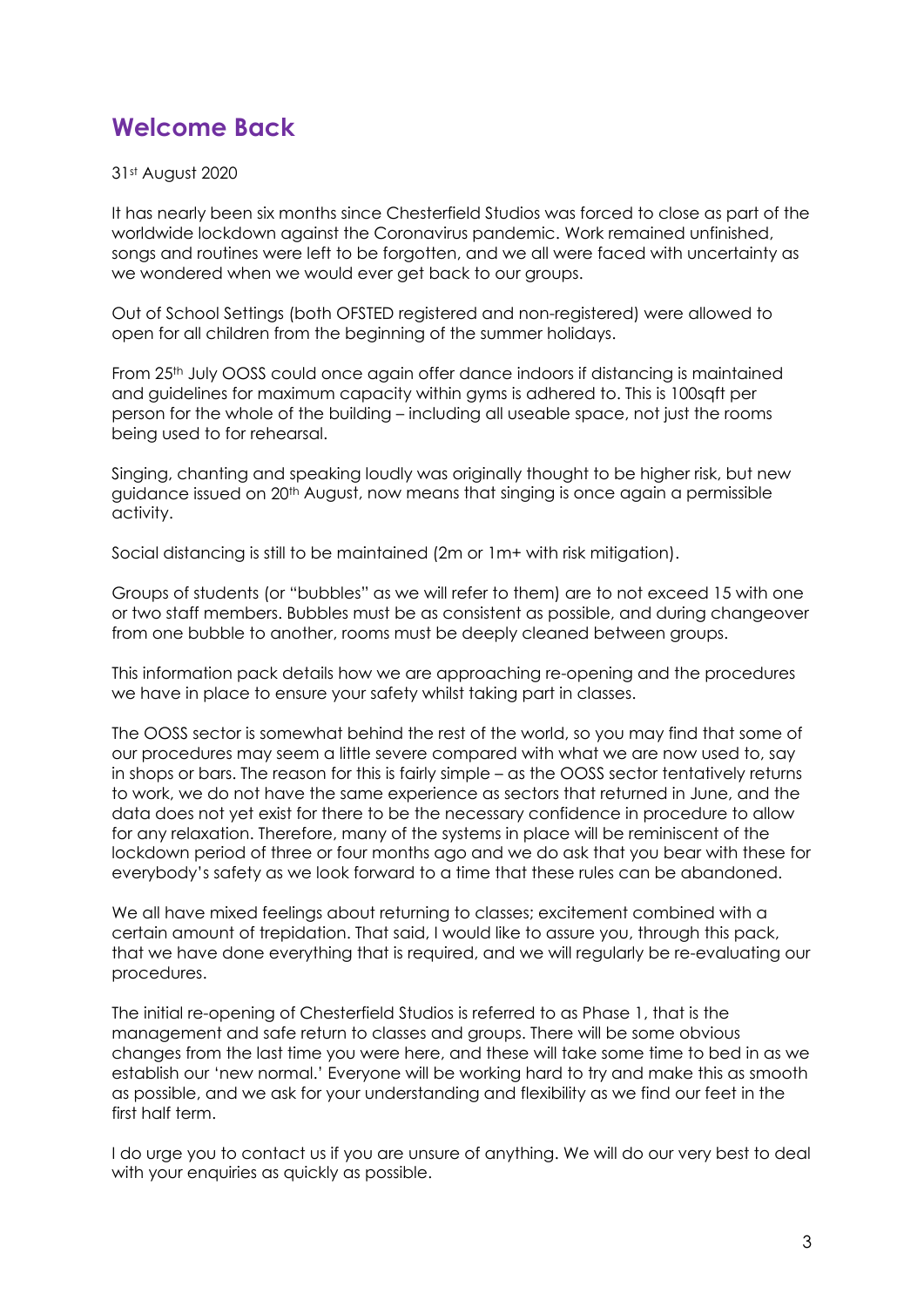## Welcome Back

31st August 2020

It has nearly been six months since Chesterfield Studios was forced to close as part of the worldwide lockdown against the Coronavirus pandemic. Work remained unfinished, songs and routines were left to be forgotten, and we all were faced with uncertainty as we wondered when we would ever get back to our groups.

Out of School Settings (both OFSTED registered and non-registered) were allowed to open for all children from the beginning of the summer holidays.

From 25th July OOSS could once again offer dance indoors if distancing is maintained and guidelines for maximum capacity within gyms is adhered to. This is 100sqft per person for the whole of the building – including all useable space, not just the rooms being used to for rehearsal.

Singing, chanting and speaking loudly was originally thought to be higher risk, but new guidance issued on 20th August, now means that singing is once again a permissible activity.

Social distancing is still to be maintained (2m or 1m+ with risk mitigation).

Groups of students (or "bubbles" as we will refer to them) are to not exceed 15 with one or two staff members. Bubbles must be as consistent as possible, and during changeover from one bubble to another, rooms must be deeply cleaned between groups.

This information pack details how we are approaching re-opening and the procedures we have in place to ensure your safety whilst taking part in classes.

The OOSS sector is somewhat behind the rest of the world, so you may find that some of our procedures may seem a little severe compared with what we are now used to, say in shops or bars. The reason for this is fairly simple – as the OOSS sector tentatively returns to work, we do not have the same experience as sectors that returned in June, and the data does not yet exist for there to be the necessary confidence in procedure to allow for any relaxation. Therefore, many of the systems in place will be reminiscent of the lockdown period of three or four months ago and we do ask that you bear with these for everybody's safety as we look forward to a time that these rules can be abandoned.

We all have mixed feelings about returning to classes; excitement combined with a certain amount of trepidation. That said, I would like to assure you, through this pack, that we have done everything that is required, and we will regularly be re-evaluating our procedures.

The initial re-opening of Chesterfield Studios is referred to as Phase 1, that is the management and safe return to classes and groups. There will be some obvious changes from the last time you were here, and these will take some time to bed in as we establish our 'new normal.' Everyone will be working hard to try and make this as smooth as possible, and we ask for your understanding and flexibility as we find our feet in the first half term.

I do urge you to contact us if you are unsure of anything. We will do our very best to deal with your enquiries as quickly as possible.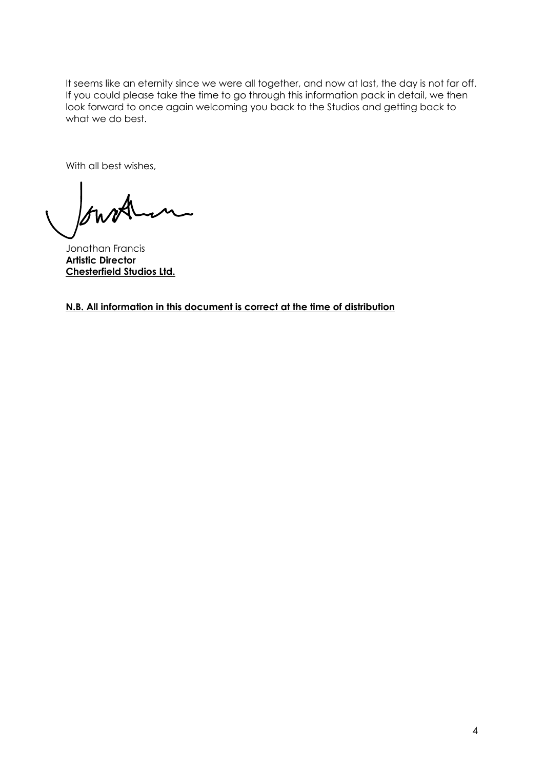It seems like an eternity since we were all together, and now at last, the day is not far off. If you could please take the time to go through this information pack in detail, we then look forward to once again welcoming you back to the Studios and getting back to what we do best.

With all best wishes,

Jonathan Francis
**Artistic Director**
**Chesterfield Studios Ltd.**

**N.B. All information in this document is correct at the time of distribution**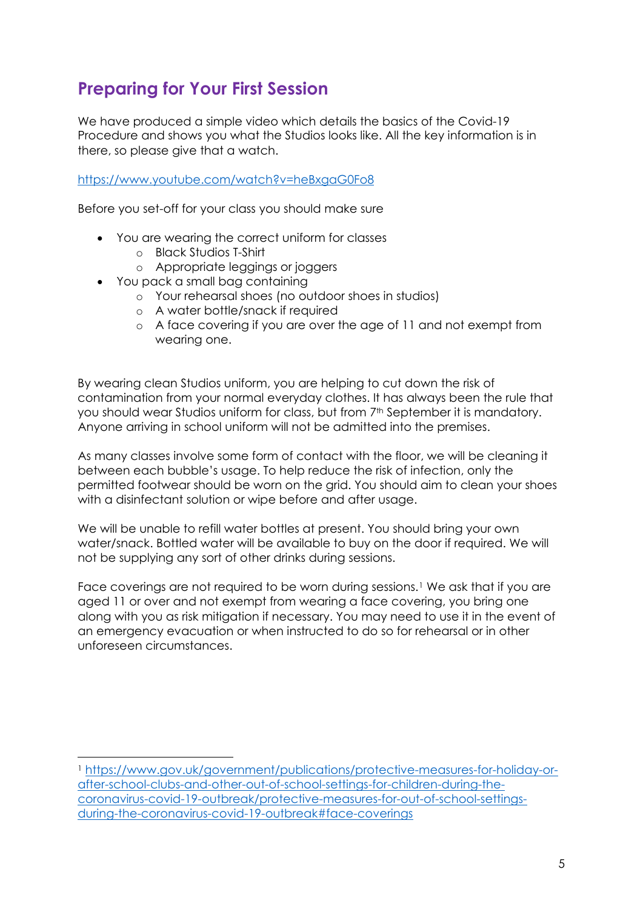## Preparing for Your First Session

We have produced a simple video which details the basics of the Covid-19 Procedure and shows you what the Studios looks like. All the key information is in there, so please give that a watch.

https://www.youtube.com/watch?v=heBxgaG0Fo8

Before you set-off for your class you should make sure

- You are wearing the correct uniform for classes
  - Black Studios T-Shirt
  - Appropriate leggings or joggers
- You pack a small bag containing
  - Your rehearsal shoes (no outdoor shoes in studios)
  - A water bottle/snack if required
  - A face covering if you are over the age of 11 and not exempt from wearing one.

By wearing clean Studios uniform, you are helping to cut down the risk of contamination from your normal everyday clothes. It has always been the rule that you should wear Studios uniform for class, but from 7th September it is mandatory. Anyone arriving in school uniform will not be admitted into the premises.

As many classes involve some form of contact with the floor, we will be cleaning it between each bubble's usage. To help reduce the risk of infection, only the permitted footwear should be worn on the grid. You should aim to clean your shoes with a disinfectant solution or wipe before and after usage.

We will be unable to refill water bottles at present. You should bring your own water/snack. Bottled water will be available to buy on the door if required. We will not be supplying any sort of other drinks during sessions.

Face coverings are not required to be worn during sessions.[1] We ask that if you are aged 11 or over and not exempt from wearing a face covering, you bring one along with you as risk mitigation if necessary. You may need to use it in the event of an emergency evacuation or when instructed to do so for rehearsal or in other unforeseen circumstances.

---

[1] https://www.gov.uk/government/publications/protective-measures-for-holiday-or-after-school-clubs-and-other-out-of-school-settings-for-children-during-the-coronavirus-covid-19-outbreak/protective-measures-for-out-of-school-settings-during-the-coronavirus-covid-19-outbreak#face-coverings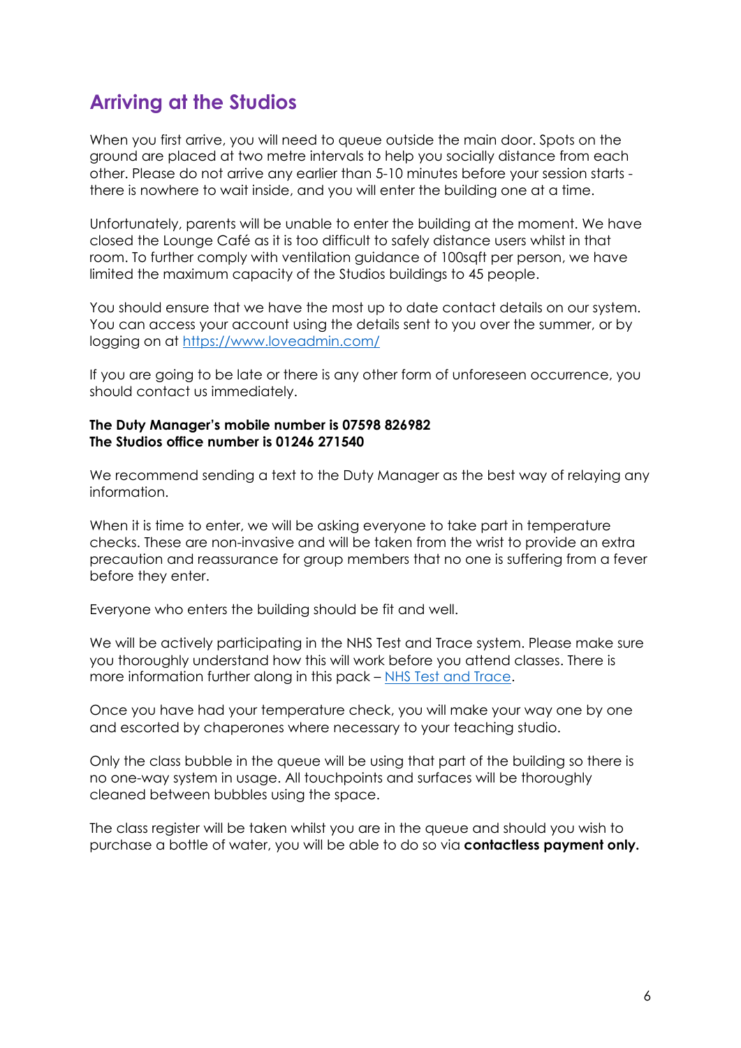## Arriving at the Studios

When you first arrive, you will need to queue outside the main door. Spots on the ground are placed at two metre intervals to help you socially distance from each other. Please do not arrive any earlier than 5-10 minutes before your session starts - there is nowhere to wait inside, and you will enter the building one at a time.

Unfortunately, parents will be unable to enter the building at the moment. We have closed the Lounge Café as it is too difficult to safely distance users whilst in that room. To further comply with ventilation guidance of 100sqft per person, we have limited the maximum capacity of the Studios buildings to 45 people.

You should ensure that we have the most up to date contact details on our system. You can access your account using the details sent to you over the summer, or by logging on at [https://www.loveadmin.com/](https://www.loveadmin.com/)

If you are going to be late or there is any other form of unforeseen occurrence, you should contact us immediately.

**The Duty Manager's mobile number is 07598 826982**
**The Studios office number is 01246 271540**

We recommend sending a text to the Duty Manager as the best way of relaying any information.

When it is time to enter, we will be asking everyone to take part in temperature checks. These are non-invasive and will be taken from the wrist to provide an extra precaution and reassurance for group members that no one is suffering from a fever before they enter.

Everyone who enters the building should be fit and well.

We will be actively participating in the NHS Test and Trace system. Please make sure you thoroughly understand how this will work before you attend classes. There is more information further along in this pack – [NHS Test and Trace](#).

Once you have had your temperature check, you will make your way one by one and escorted by chaperones where necessary to your teaching studio.

Only the class bubble in the queue will be using that part of the building so there is no one-way system in usage. All touchpoints and surfaces will be thoroughly cleaned between bubbles using the space.

The class register will be taken whilst you are in the queue and should you wish to purchase a bottle of water, you will be able to do so via **contactless payment only.**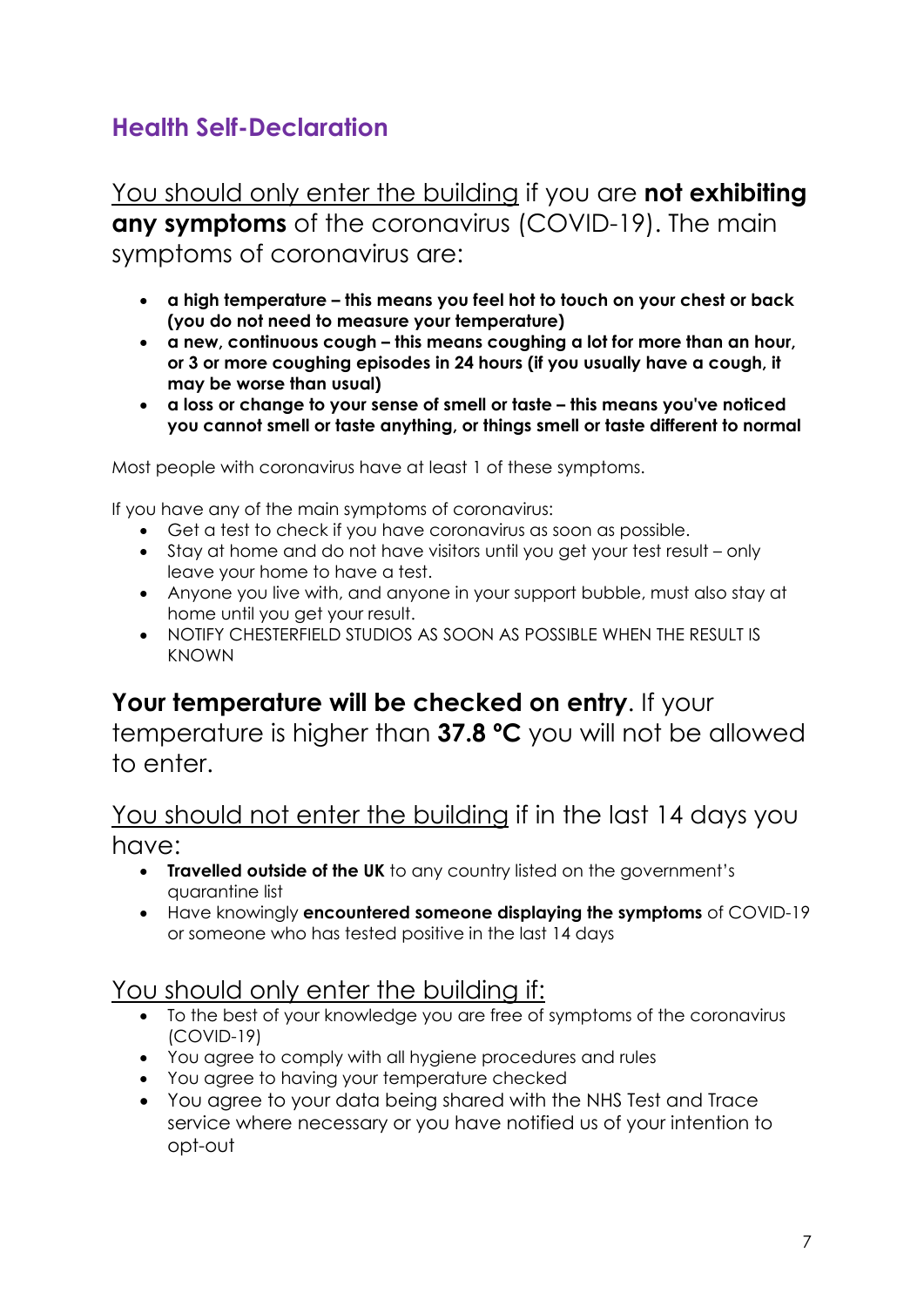## Health Self-Declaration

You should only enter the building if you are **not exhibiting any symptoms** of the coronavirus (COVID-19). The main symptoms of coronavirus are:

- **a high temperature – this means you feel hot to touch on your chest or back (you do not need to measure your temperature)**
- **a new, continuous cough – this means coughing a lot for more than an hour, or 3 or more coughing episodes in 24 hours (if you usually have a cough, it may be worse than usual)**
- **a loss or change to your sense of smell or taste – this means you've noticed you cannot smell or taste anything, or things smell or taste different to normal**

Most people with coronavirus have at least 1 of these symptoms.

If you have any of the main symptoms of coronavirus:

- Get a test to check if you have coronavirus as soon as possible.
- Stay at home and do not have visitors until you get your test result – only leave your home to have a test.
- Anyone you live with, and anyone in your support bubble, must also stay at home until you get your result.
- NOTIFY CHESTERFIELD STUDIOS AS SOON AS POSSIBLE WHEN THE RESULT IS KNOWN

**Your temperature will be checked on entry**. If your temperature is higher than **37.8 °C** you will not be allowed to enter.

You should not enter the building if in the last 14 days you have:

- **Travelled outside of the UK** to any country listed on the government's quarantine list
- Have knowingly **encountered someone displaying the symptoms** of COVID-19 or someone who has tested positive in the last 14 days

You should only enter the building if:

- To the best of your knowledge you are free of symptoms of the coronavirus (COVID-19)
- You agree to comply with all hygiene procedures and rules
- You agree to having your temperature checked
- You agree to your data being shared with the NHS Test and Trace service where necessary or you have notified us of your intention to opt-out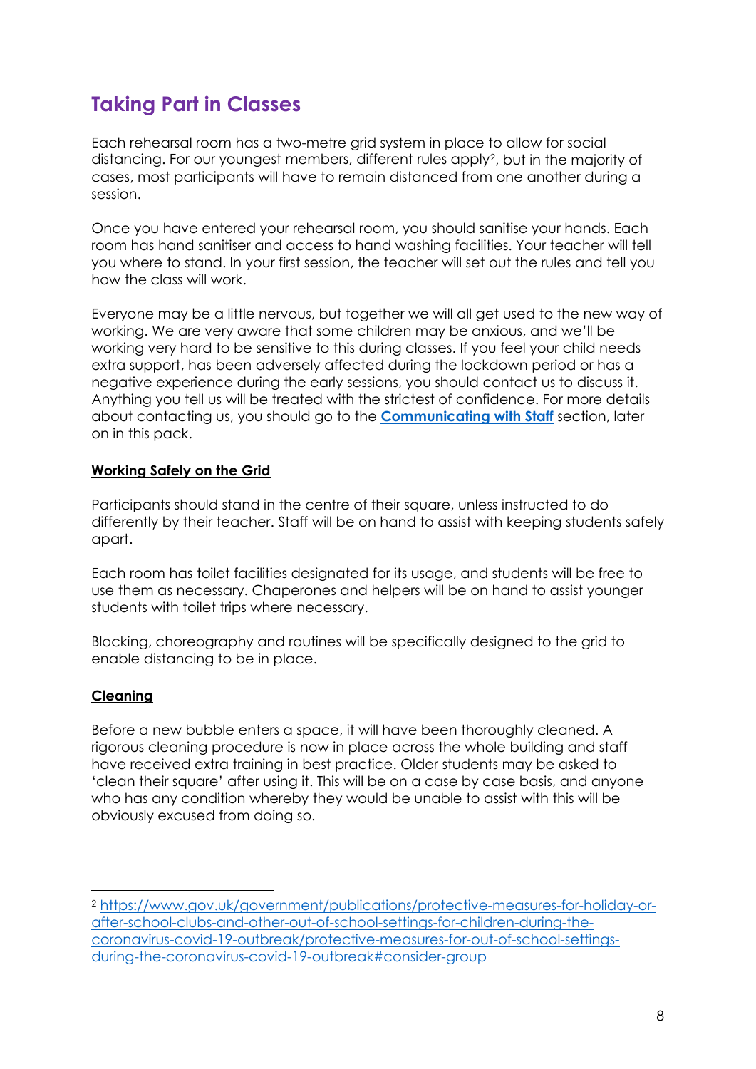## Taking Part in Classes

Each rehearsal room has a two-metre grid system in place to allow for social distancing. For our youngest members, different rules apply[2], but in the majority of cases, most participants will have to remain distanced from one another during a session.

Once you have entered your rehearsal room, you should sanitise your hands. Each room has hand sanitiser and access to hand washing facilities. Your teacher will tell you where to stand. In your first session, the teacher will set out the rules and tell you how the class will work.

Everyone may be a little nervous, but together we will all get used to the new way of working. We are very aware that some children may be anxious, and we'll be working very hard to be sensitive to this during classes. If you feel your child needs extra support, has been adversely affected during the lockdown period or has a negative experience during the early sessions, you should contact us to discuss it. Anything you tell us will be treated with the strictest of confidence. For more details about contacting us, you should go to the **Communicating with Staff** section, later on in this pack.

### Working Safely on the Grid

Participants should stand in the centre of their square, unless instructed to do differently by their teacher. Staff will be on hand to assist with keeping students safely apart.

Each room has toilet facilities designated for its usage, and students will be free to use them as necessary. Chaperones and helpers will be on hand to assist younger students with toilet trips where necessary.

Blocking, choreography and routines will be specifically designed to the grid to enable distancing to be in place.

### Cleaning

Before a new bubble enters a space, it will have been thoroughly cleaned. A rigorous cleaning procedure is now in place across the whole building and staff have received extra training in best practice. Older students may be asked to 'clean their square' after using it. This will be on a case by case basis, and anyone who has any condition whereby they would be unable to assist with this will be obviously excused from doing so.

---

[2] https://www.gov.uk/government/publications/protective-measures-for-holiday-or-after-school-clubs-and-other-out-of-school-settings-for-children-during-the-coronavirus-covid-19-outbreak/protective-measures-for-out-of-school-settings-during-the-coronavirus-covid-19-outbreak#consider-group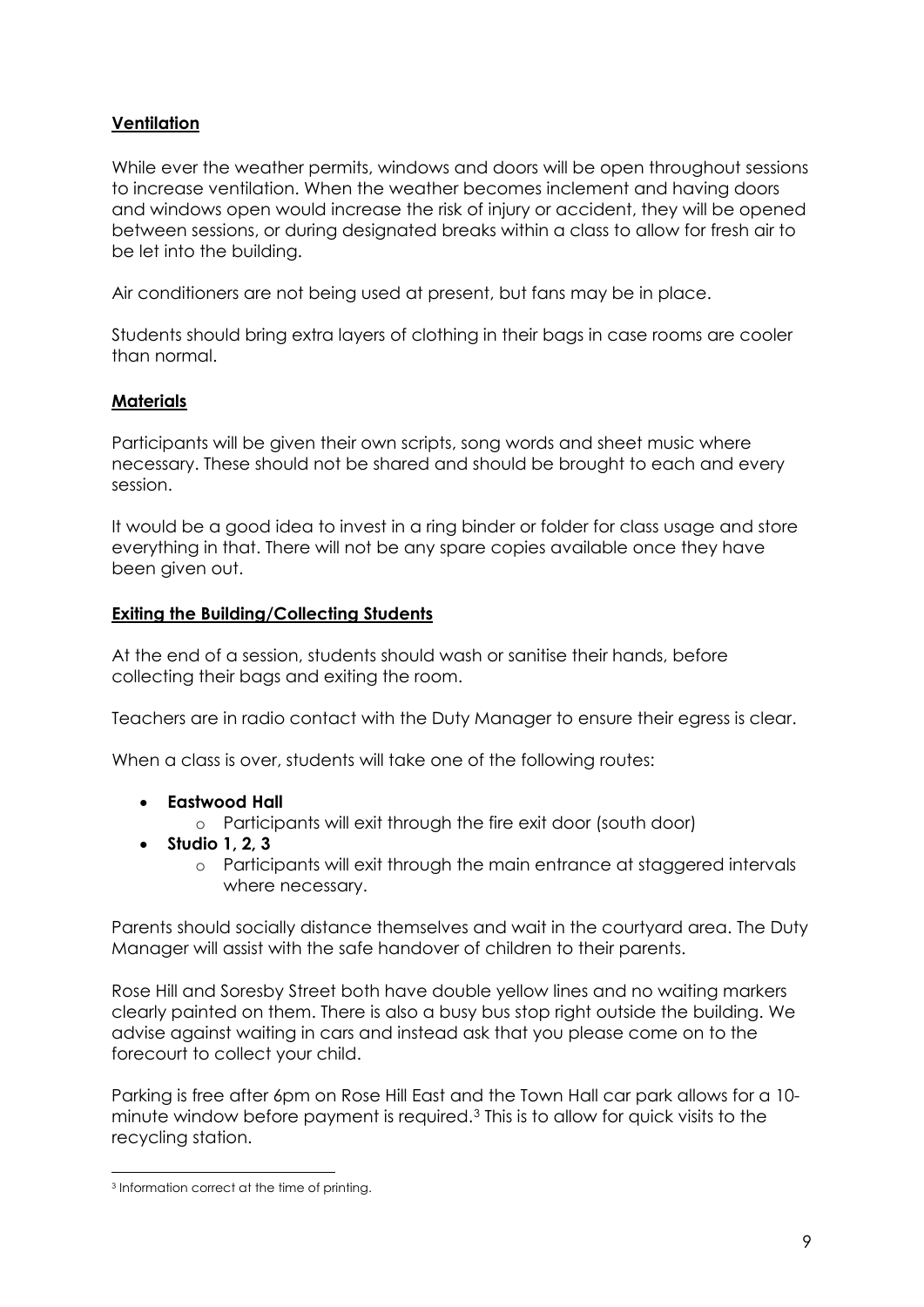## **Ventilation**

While ever the weather permits, windows and doors will be open throughout sessions to increase ventilation. When the weather becomes inclement and having doors and windows open would increase the risk of injury or accident, they will be opened between sessions, or during designated breaks within a class to allow for fresh air to be let into the building.

Air conditioners are not being used at present, but fans may be in place.

Students should bring extra layers of clothing in their bags in case rooms are cooler than normal.

## **Materials**

Participants will be given their own scripts, song words and sheet music where necessary. These should not be shared and should be brought to each and every session.

It would be a good idea to invest in a ring binder or folder for class usage and store everything in that. There will not be any spare copies available once they have been given out.

## **Exiting the Building/Collecting Students**

At the end of a session, students should wash or sanitise their hands, before collecting their bags and exiting the room.

Teachers are in radio contact with the Duty Manager to ensure their egress is clear.

When a class is over, students will take one of the following routes:

- **Eastwood Hall**
  - Participants will exit through the fire exit door (south door)
- **Studio 1, 2, 3**
  - Participants will exit through the main entrance at staggered intervals where necessary.

Parents should socially distance themselves and wait in the courtyard area. The Duty Manager will assist with the safe handover of children to their parents.

Rose Hill and Soresby Street both have double yellow lines and no waiting markers clearly painted on them. There is also a busy bus stop right outside the building. We advise against waiting in cars and instead ask that you please come on to the forecourt to collect your child.

Parking is free after 6pm on Rose Hill East and the Town Hall car park allows for a 10-minute window before payment is required.[3] This is to allow for quick visits to the recycling station.

---

[3] Information correct at the time of printing.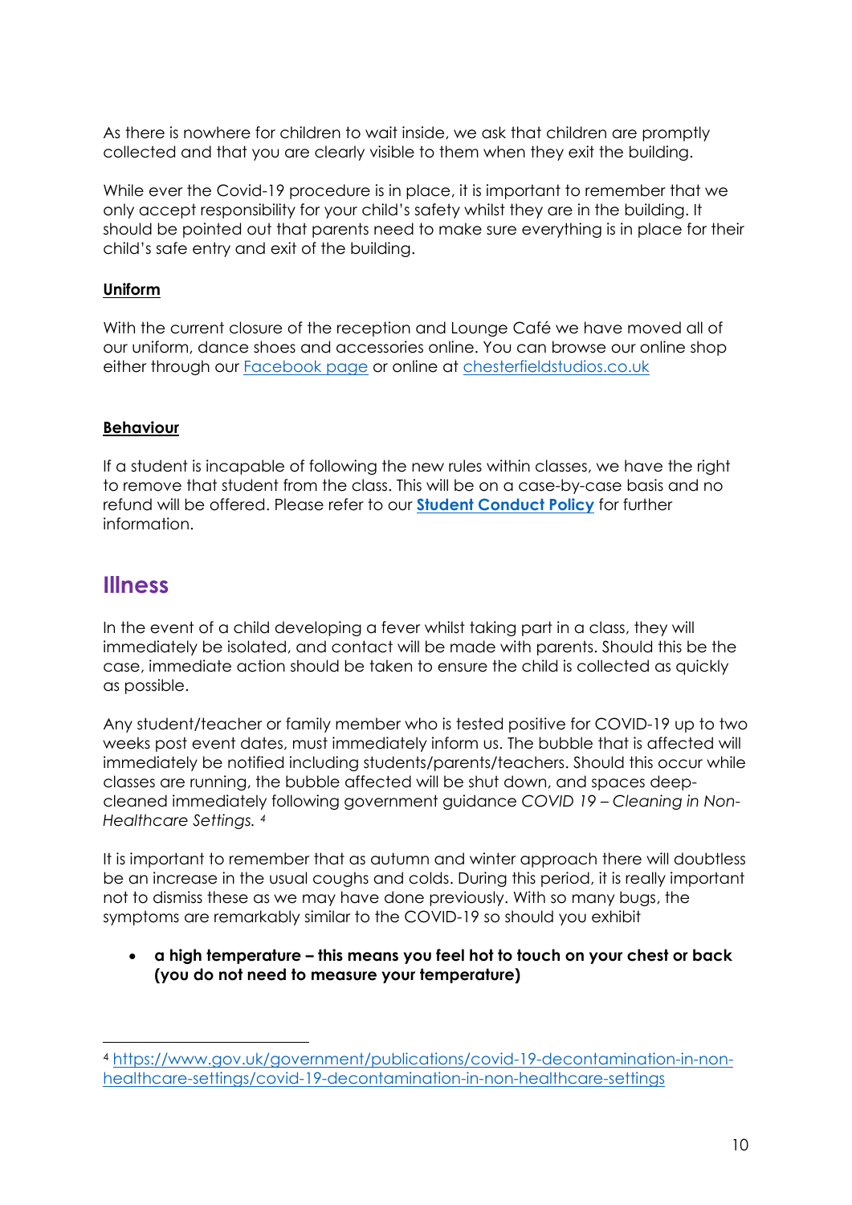As there is nowhere for children to wait inside, we ask that children are promptly collected and that you are clearly visible to them when they exit the building.

While ever the Covid-19 procedure is in place, it is important to remember that we only accept responsibility for your child's safety whilst they are in the building. It should be pointed out that parents need to make sure everything is in place for their child's safe entry and exit of the building.

**Uniform**

With the current closure of the reception and Lounge Café we have moved all of our uniform, dance shoes and accessories online. You can browse our online shop either through our [Facebook page]() or online at [chesterfieldstudios.co.uk]()

**Behaviour**

If a student is incapable of following the new rules within classes, we have the right to remove that student from the class. This will be on a case-by-case basis and no refund will be offered. Please refer to our **[Student Conduct Policy]()** for further information.

## Illness

In the event of a child developing a fever whilst taking part in a class, they will immediately be isolated, and contact will be made with parents. Should this be the case, immediate action should be taken to ensure the child is collected as quickly as possible.

Any student/teacher or family member who is tested positive for COVID-19 up to two weeks post event dates, must immediately inform us. The bubble that is affected will immediately be notified including students/parents/teachers. Should this occur while classes are running, the bubble affected will be shut down, and spaces deep-cleaned immediately following government guidance *COVID 19 – Cleaning in Non-Healthcare Settings.* [4]

It is important to remember that as autumn and winter approach there will doubtless be an increase in the usual coughs and colds. During this period, it is really important not to dismiss these as we may have done previously. With so many bugs, the symptoms are remarkably similar to the COVID-19 so should you exhibit

- **a high temperature – this means you feel hot to touch on your chest or back (you do not need to measure your temperature)**

[4] https://www.gov.uk/government/publications/covid-19-decontamination-in-non-healthcare-settings/covid-19-decontamination-in-non-healthcare-settings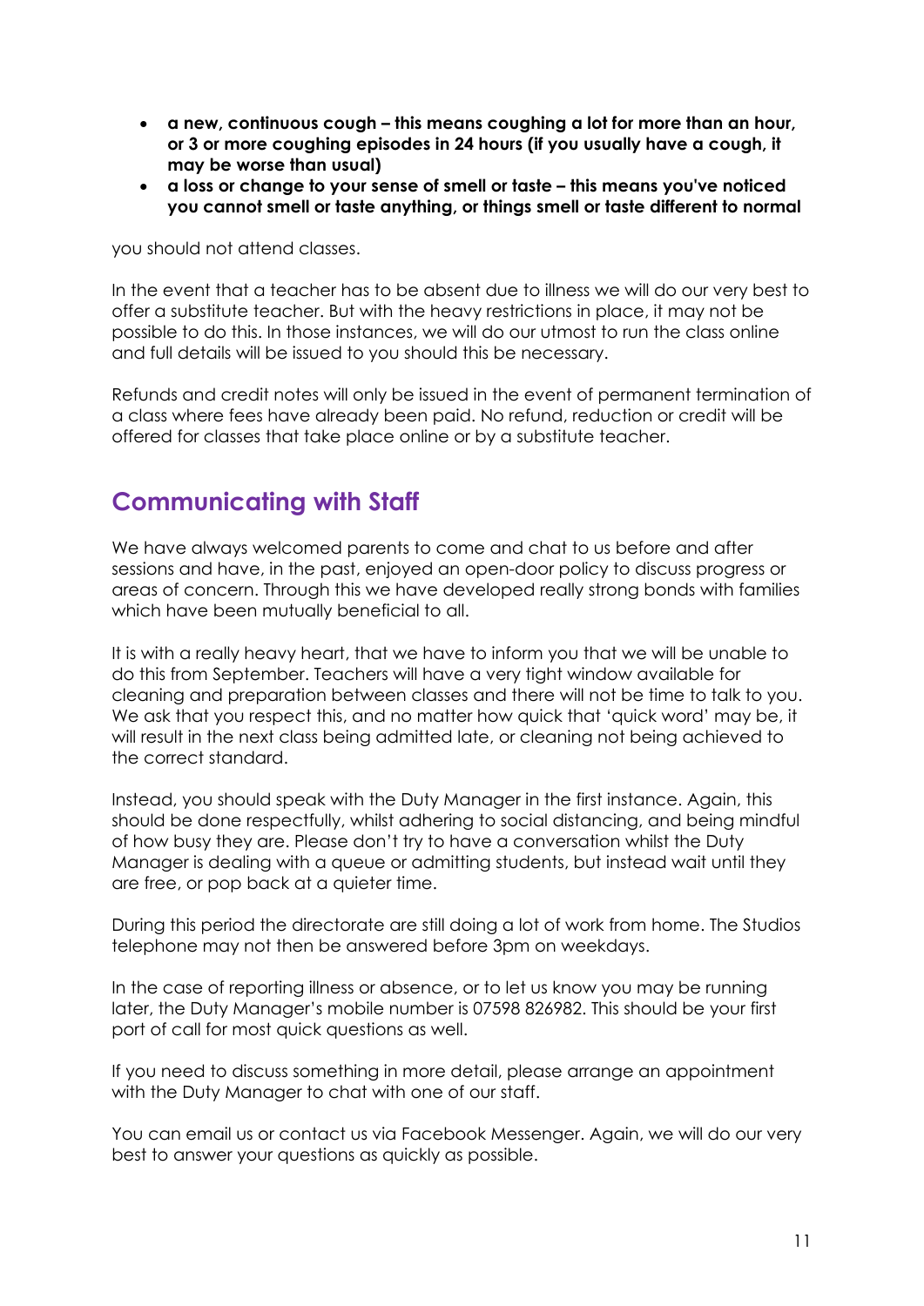- **a new, continuous cough – this means coughing a lot for more than an hour, or 3 or more coughing episodes in 24 hours (if you usually have a cough, it may be worse than usual)**
- **a loss or change to your sense of smell or taste – this means you've noticed you cannot smell or taste anything, or things smell or taste different to normal**

you should not attend classes.

In the event that a teacher has to be absent due to illness we will do our very best to offer a substitute teacher. But with the heavy restrictions in place, it may not be possible to do this. In those instances, we will do our utmost to run the class online and full details will be issued to you should this be necessary.

Refunds and credit notes will only be issued in the event of permanent termination of a class where fees have already been paid. No refund, reduction or credit will be offered for classes that take place online or by a substitute teacher.

## Communicating with Staff

We have always welcomed parents to come and chat to us before and after sessions and have, in the past, enjoyed an open-door policy to discuss progress or areas of concern. Through this we have developed really strong bonds with families which have been mutually beneficial to all.

It is with a really heavy heart, that we have to inform you that we will be unable to do this from September. Teachers will have a very tight window available for cleaning and preparation between classes and there will not be time to talk to you. We ask that you respect this, and no matter how quick that 'quick word' may be, it will result in the next class being admitted late, or cleaning not being achieved to the correct standard.

Instead, you should speak with the Duty Manager in the first instance. Again, this should be done respectfully, whilst adhering to social distancing, and being mindful of how busy they are. Please don't try to have a conversation whilst the Duty Manager is dealing with a queue or admitting students, but instead wait until they are free, or pop back at a quieter time.

During this period the directorate are still doing a lot of work from home. The Studios telephone may not then be answered before 3pm on weekdays.

In the case of reporting illness or absence, or to let us know you may be running later, the Duty Manager's mobile number is 07598 826982. This should be your first port of call for most quick questions as well.

If you need to discuss something in more detail, please arrange an appointment with the Duty Manager to chat with one of our staff.

You can email us or contact us via Facebook Messenger. Again, we will do our very best to answer your questions as quickly as possible.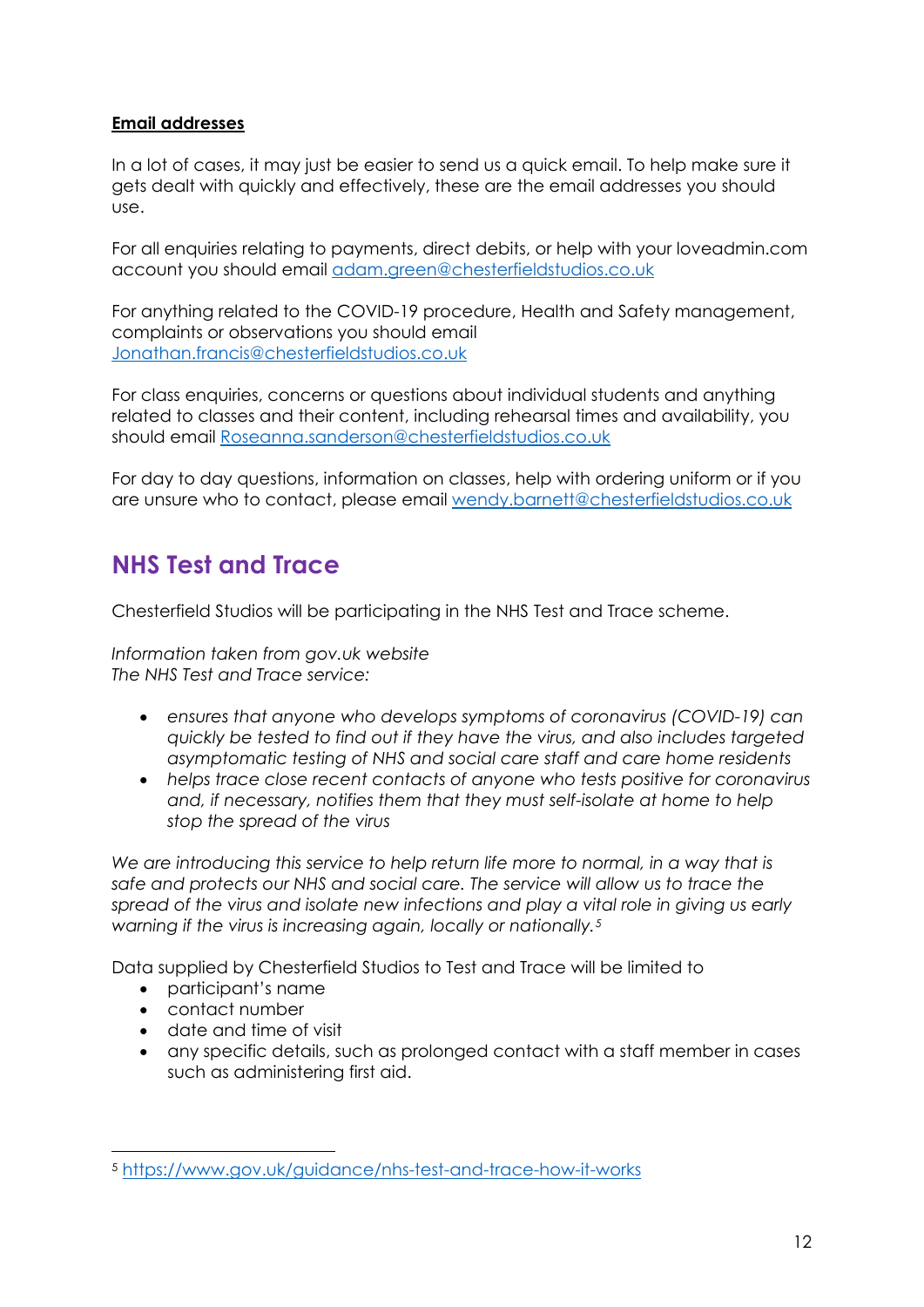**Email addresses**

In a lot of cases, it may just be easier to send us a quick email. To help make sure it gets dealt with quickly and effectively, these are the email addresses you should use.

For all enquiries relating to payments, direct debits, or help with your loveadmin.com account you should email adam.green@chesterfieldstudios.co.uk

For anything related to the COVID-19 procedure, Health and Safety management, complaints or observations you should email Jonathan.francis@chesterfieldstudios.co.uk

For class enquiries, concerns or questions about individual students and anything related to classes and their content, including rehearsal times and availability, you should email Roseanna.sanderson@chesterfieldstudios.co.uk

For day to day questions, information on classes, help with ordering uniform or if you are unsure who to contact, please email wendy.barnett@chesterfieldstudios.co.uk

## NHS Test and Trace

Chesterfield Studios will be participating in the NHS Test and Trace scheme.

*Information taken from gov.uk website*
*The NHS Test and Trace service:*

- *ensures that anyone who develops symptoms of coronavirus (COVID-19) can quickly be tested to find out if they have the virus, and also includes targeted asymptomatic testing of NHS and social care staff and care home residents*
- *helps trace close recent contacts of anyone who tests positive for coronavirus and, if necessary, notifies them that they must self-isolate at home to help stop the spread of the virus*

*We are introducing this service to help return life more to normal, in a way that is safe and protects our NHS and social care. The service will allow us to trace the spread of the virus and isolate new infections and play a vital role in giving us early warning if the virus is increasing again, locally or nationally.*[5]

Data supplied by Chesterfield Studios to Test and Trace will be limited to

- participant's name
- contact number
- date and time of visit
- any specific details, such as prolonged contact with a staff member in cases such as administering first aid.

[5] https://www.gov.uk/guidance/nhs-test-and-trace-how-it-works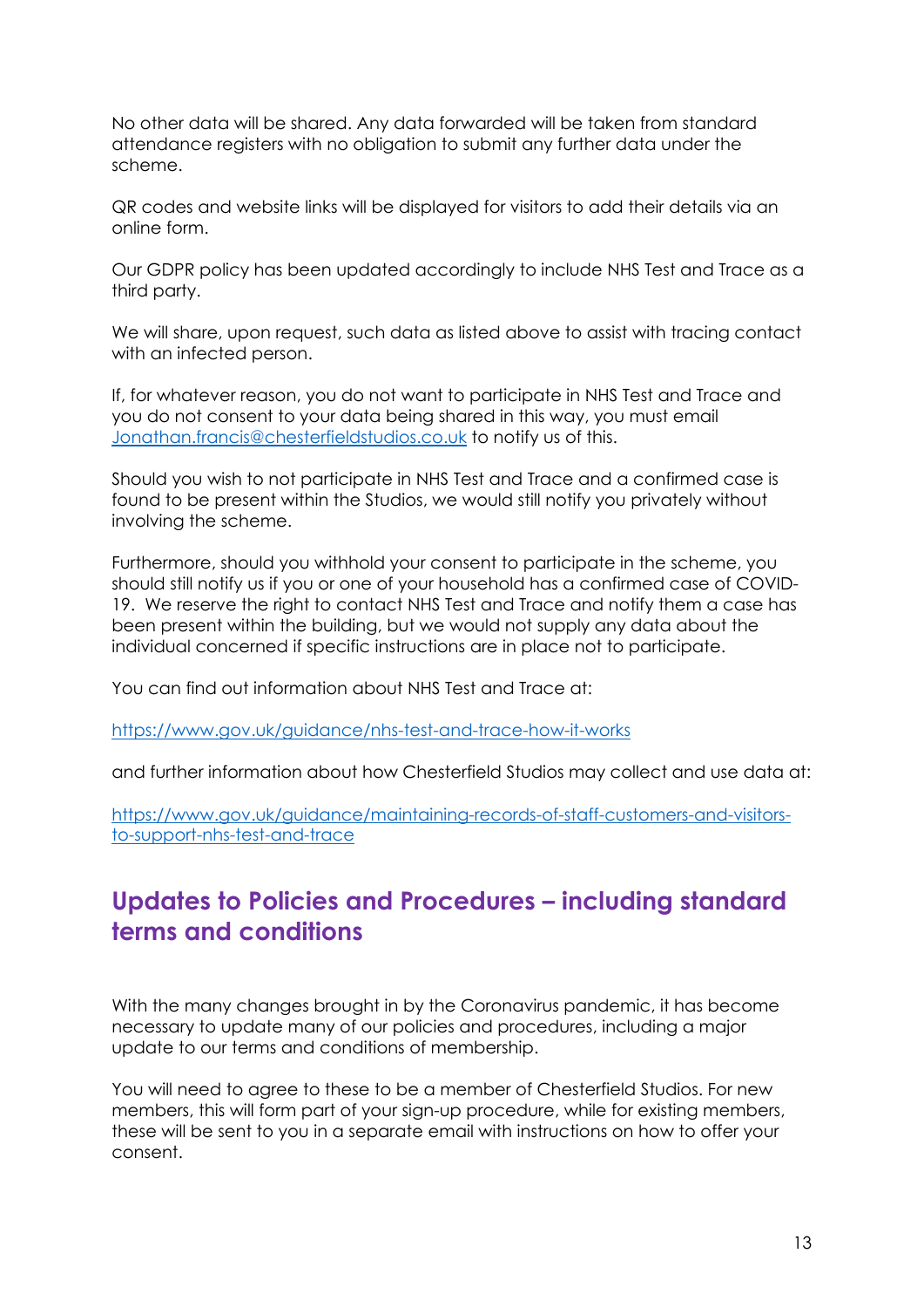No other data will be shared. Any data forwarded will be taken from standard attendance registers with no obligation to submit any further data under the scheme.

QR codes and website links will be displayed for visitors to add their details via an online form.

Our GDPR policy has been updated accordingly to include NHS Test and Trace as a third party.

We will share, upon request, such data as listed above to assist with tracing contact with an infected person.

If, for whatever reason, you do not want to participate in NHS Test and Trace and you do not consent to your data being shared in this way, you must email [Jonathan.francis@chesterfieldstudios.co.uk](mailto:Jonathan.francis@chesterfieldstudios.co.uk) to notify us of this.

Should you wish to not participate in NHS Test and Trace and a confirmed case is found to be present within the Studios, we would still notify you privately without involving the scheme.

Furthermore, should you withhold your consent to participate in the scheme, you should still notify us if you or one of your household has a confirmed case of COVID-19. We reserve the right to contact NHS Test and Trace and notify them a case has been present within the building, but we would not supply any data about the individual concerned if specific instructions are in place not to participate.

You can find out information about NHS Test and Trace at:

[https://www.gov.uk/guidance/nhs-test-and-trace-how-it-works](https://www.gov.uk/guidance/nhs-test-and-trace-how-it-works)

and further information about how Chesterfield Studios may collect and use data at:

[https://www.gov.uk/guidance/maintaining-records-of-staff-customers-and-visitors-to-support-nhs-test-and-trace](https://www.gov.uk/guidance/maintaining-records-of-staff-customers-and-visitors-to-support-nhs-test-and-trace)

## Updates to Policies and Procedures – including standard terms and conditions

With the many changes brought in by the Coronavirus pandemic, it has become necessary to update many of our policies and procedures, including a major update to our terms and conditions of membership.

You will need to agree to these to be a member of Chesterfield Studios. For new members, this will form part of your sign-up procedure, while for existing members, these will be sent to you in a separate email with instructions on how to offer your consent.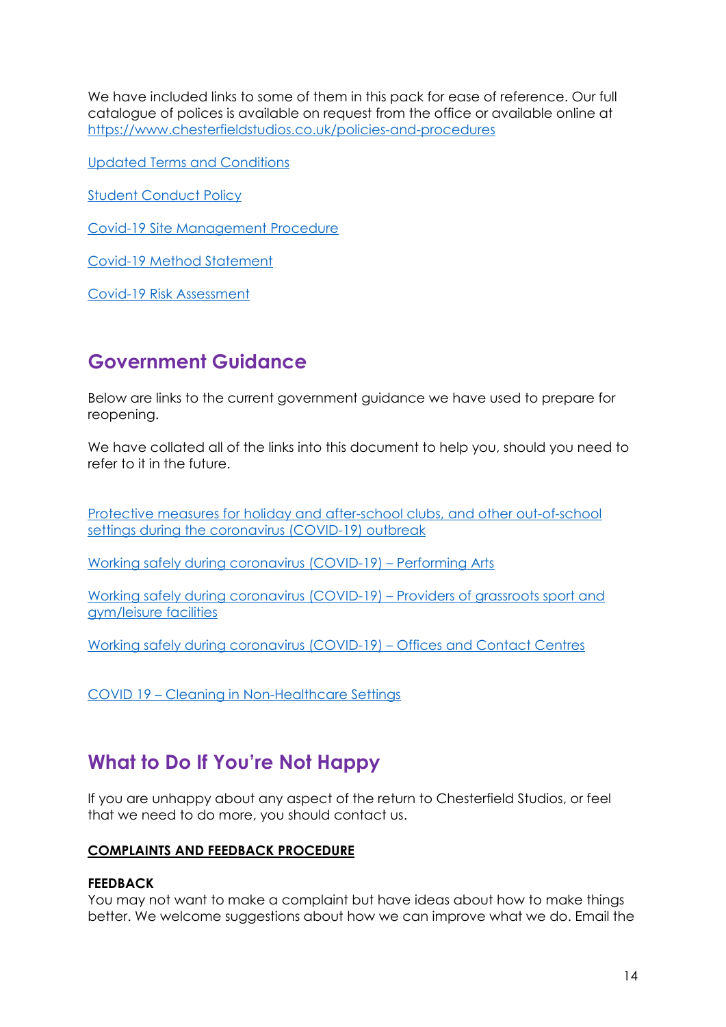We have included links to some of them in this pack for ease of reference. Our full catalogue of polices is available on request from the office or available online at https://www.chesterfieldstudios.co.uk/policies-and-procedures

Updated Terms and Conditions

Student Conduct Policy

Covid-19 Site Management Procedure

Covid-19 Method Statement

Covid-19 Risk Assessment

## Government Guidance

Below are links to the current government guidance we have used to prepare for reopening.

We have collated all of the links into this document to help you, should you need to refer to it in the future.

Protective measures for holiday and after-school clubs, and other out-of-school settings during the coronavirus (COVID-19) outbreak

Working safely during coronavirus (COVID-19) – Performing Arts

Working safely during coronavirus (COVID-19) – Providers of grassroots sport and gym/leisure facilities

Working safely during coronavirus (COVID-19) – Offices and Contact Centres

COVID 19 – Cleaning in Non-Healthcare Settings

## What to Do If You're Not Happy

If you are unhappy about any aspect of the return to Chesterfield Studios, or feel that we need to do more, you should contact us.

**COMPLAINTS AND FEEDBACK PROCEDURE**

**FEEDBACK**

You may not want to make a complaint but have ideas about how to make things better. We welcome suggestions about how we can improve what we do. Email the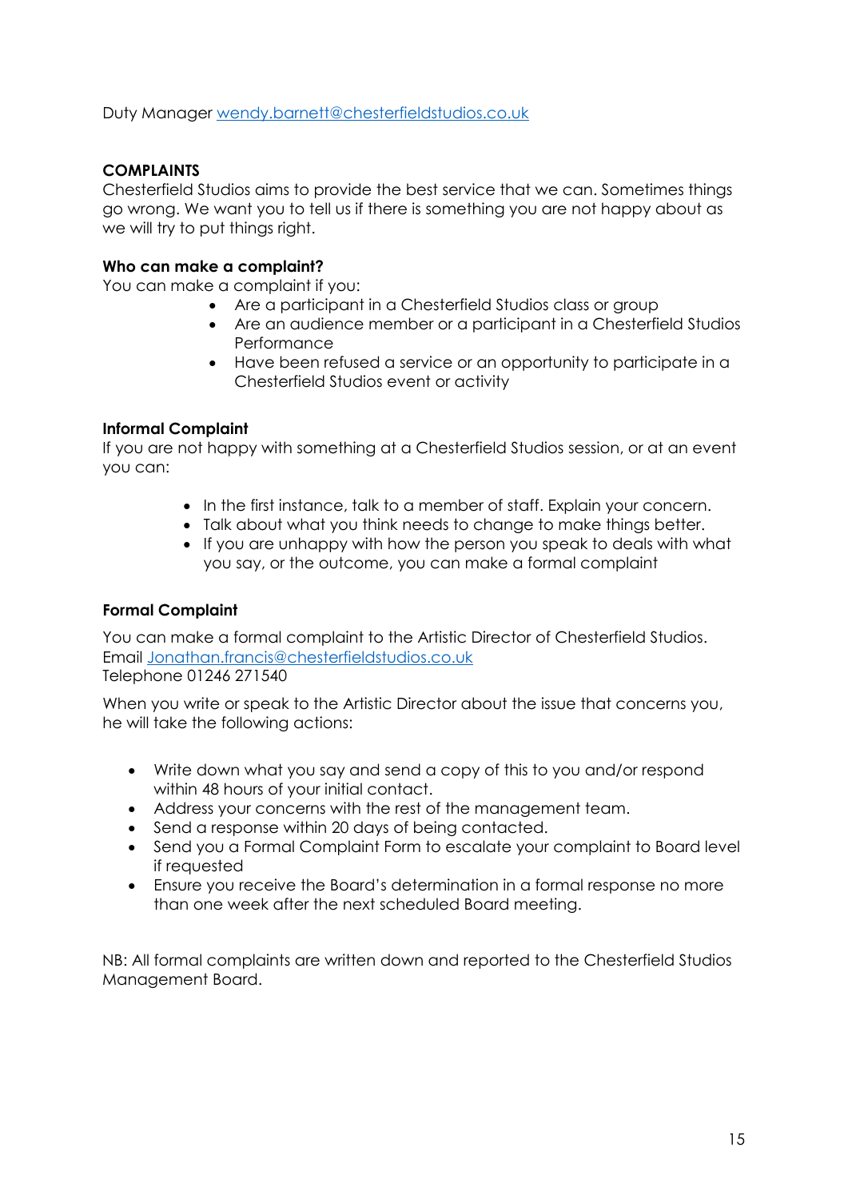Duty Manager [wendy.barnett@chesterfieldstudios.co.uk](mailto:wendy.barnett@chesterfieldstudios.co.uk)

## COMPLAINTS

Chesterfield Studios aims to provide the best service that we can. Sometimes things go wrong. We want you to tell us if there is something you are not happy about as we will try to put things right.

### Who can make a complaint?

You can make a complaint if you:

- Are a participant in a Chesterfield Studios class or group
- Are an audience member or a participant in a Chesterfield Studios Performance
- Have been refused a service or an opportunity to participate in a Chesterfield Studios event or activity

### Informal Complaint

If you are not happy with something at a Chesterfield Studios session, or at an event you can:

- In the first instance, talk to a member of staff. Explain your concern.
- Talk about what you think needs to change to make things better.
- If you are unhappy with how the person you speak to deals with what you say, or the outcome, you can make a formal complaint

### Formal Complaint

You can make a formal complaint to the Artistic Director of Chesterfield Studios.
Email [Jonathan.francis@chesterfieldstudios.co.uk](mailto:Jonathan.francis@chesterfieldstudios.co.uk)
Telephone 01246 271540

When you write or speak to the Artistic Director about the issue that concerns you, he will take the following actions:

- Write down what you say and send a copy of this to you and/or respond within 48 hours of your initial contact.
- Address your concerns with the rest of the management team.
- Send a response within 20 days of being contacted.
- Send you a Formal Complaint Form to escalate your complaint to Board level if requested
- Ensure you receive the Board's determination in a formal response no more than one week after the next scheduled Board meeting.

NB: All formal complaints are written down and reported to the Chesterfield Studios Management Board.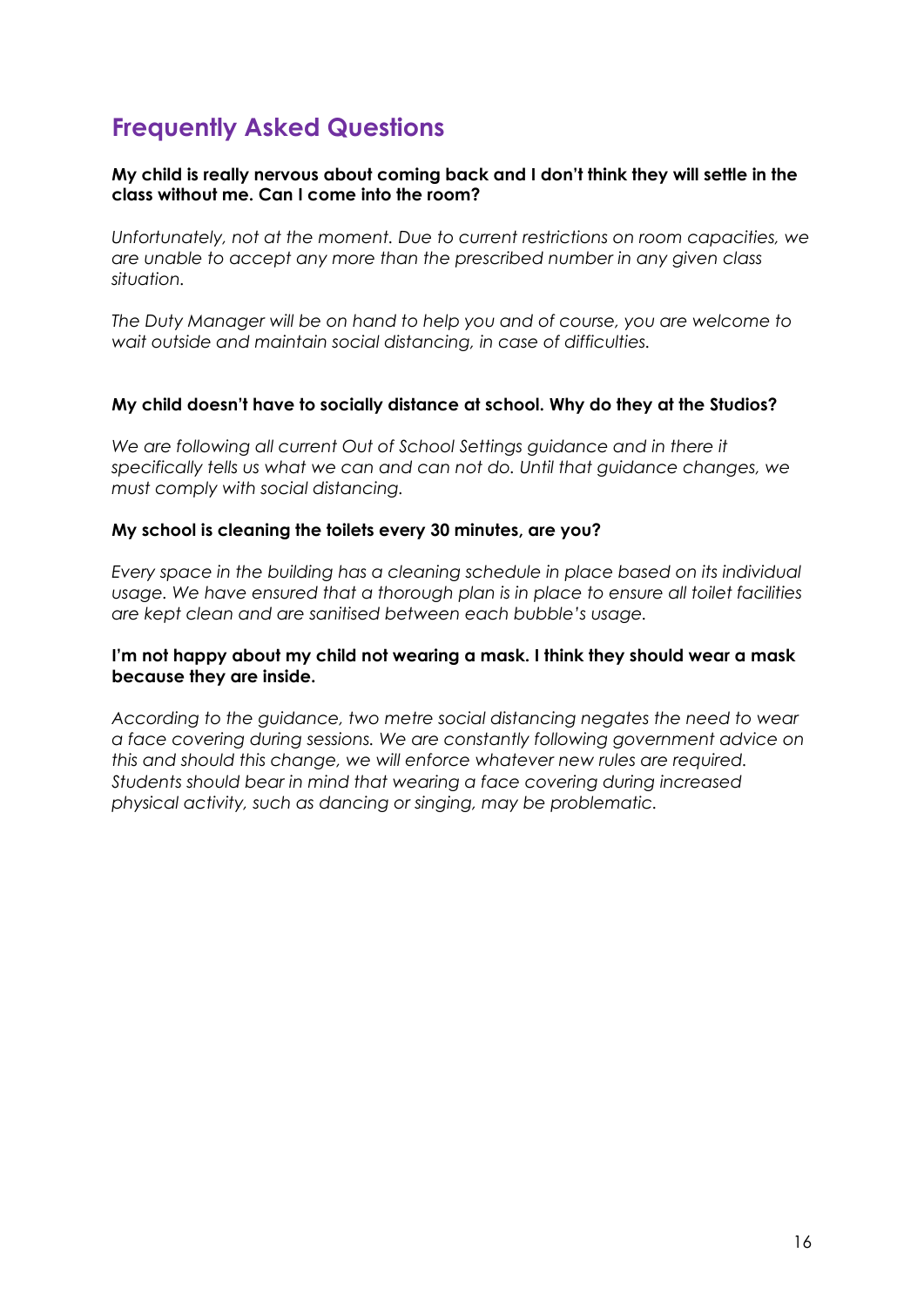## Frequently Asked Questions

**My child is really nervous about coming back and I don't think they will settle in the class without me. Can I come into the room?**

*Unfortunately, not at the moment. Due to current restrictions on room capacities, we are unable to accept any more than the prescribed number in any given class situation.*

*The Duty Manager will be on hand to help you and of course, you are welcome to wait outside and maintain social distancing, in case of difficulties.*

**My child doesn't have to socially distance at school. Why do they at the Studios?**

*We are following all current Out of School Settings guidance and in there it specifically tells us what we can and can not do. Until that guidance changes, we must comply with social distancing.*

**My school is cleaning the toilets every 30 minutes, are you?**

*Every space in the building has a cleaning schedule in place based on its individual usage. We have ensured that a thorough plan is in place to ensure all toilet facilities are kept clean and are sanitised between each bubble's usage.*

**I'm not happy about my child not wearing a mask. I think they should wear a mask because they are inside.**

*According to the guidance, two metre social distancing negates the need to wear a face covering during sessions. We are constantly following government advice on this and should this change, we will enforce whatever new rules are required. Students should bear in mind that wearing a face covering during increased physical activity, such as dancing or singing, may be problematic.*